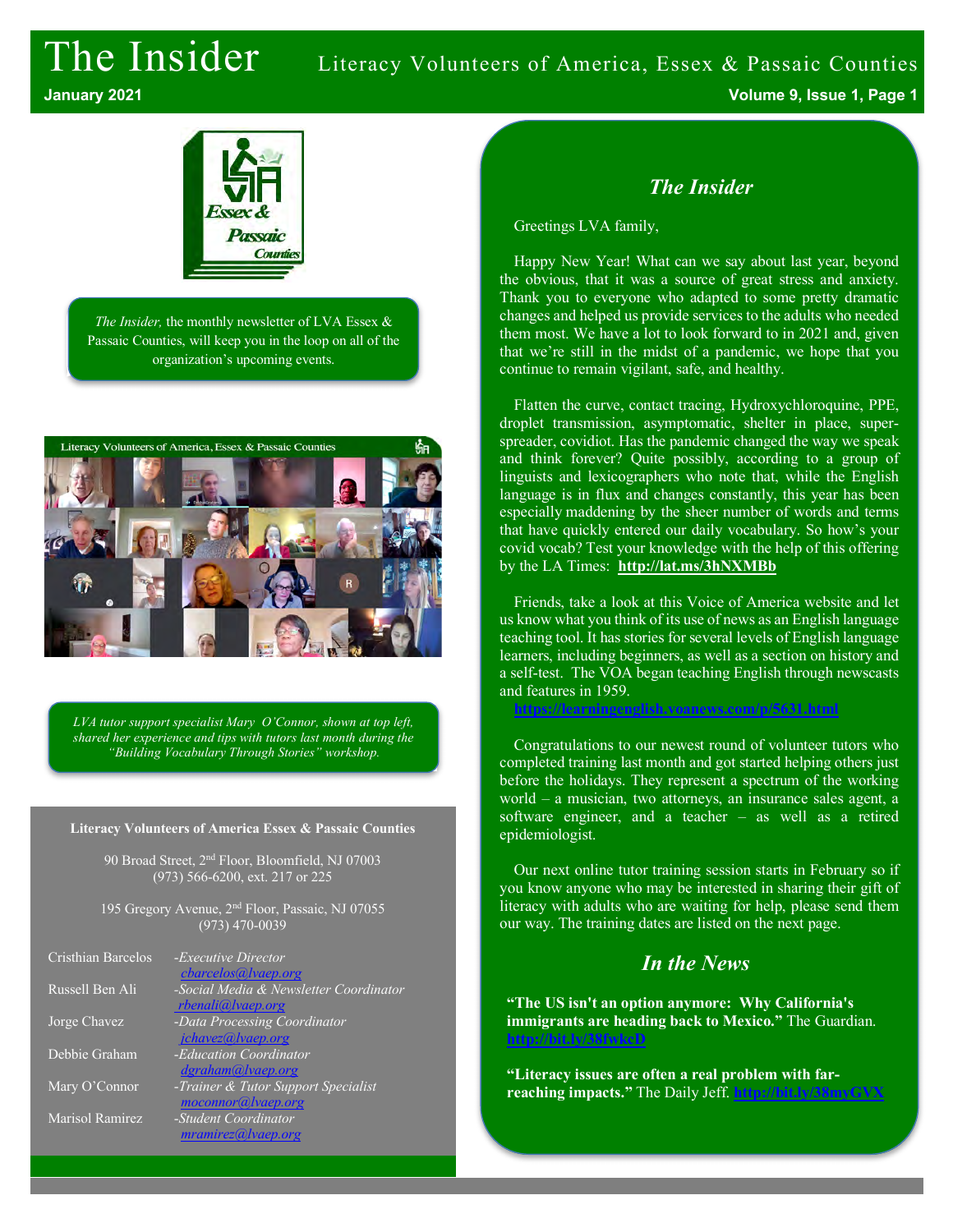# The Insider

Literacy Volunteers of America, Essex & Passaic Counties

January 2021

*The Insider,* the monthly newsletter of LVA Essex & Passaic Counties, will keep you in the loop on all of the organization's upcoming events.

*LVA tutor support specialist Mary O'Connor, shown at top left, shared her experience and tips with tutors last month during the "Building Vocabulary Through Stories" workshop.*

**Literacy Volunteers of America Essex & Passaic Counties**

90 Broad Street, 2nd Floor, Bloomfield, NJ 07003
(973) 566-6200, ext. 217 or 225

195 Gregory Avenue, 2nd Floor, Passaic, NJ 07055
(973) 470-0039

| | |
|---|---|
| Cristhian Barcelos | *-Executive Director* cbarcelos@lvaep.org |
| Russell Ben Ali | *-Social Media & Newsletter Coordinator* rbenali@lvaep.org |
| Jorge Chavez | *-Data Processing Coordinator* jchavez@lvaep.org |
| Debbie Graham | *-Education Coordinator* dgraham@lvaep.org |
| Mary O'Connor | *-Trainer & Tutor Support Specialist* moconnor@lvaep.org |
| Marisol Ramirez | *-Student Coordinator* mramirez@lvaep.org |

## *The Insider*

Greetings LVA family,

Happy New Year! What can we say about last year, beyond the obvious, that it was a source of great stress and anxiety. Thank you to everyone who adapted to some pretty dramatic changes and helped us provide services to the adults who needed them most. We have a lot to look forward to in 2021 and, given that we're still in the midst of a pandemic, we hope that you continue to remain vigilant, safe, and healthy.

Flatten the curve, contact tracing, Hydroxychloroquine, PPE, droplet transmission, asymptomatic, shelter in place, super-spreader, covidiot. Has the pandemic changed the way we speak and think forever? Quite possibly, according to a group of linguists and lexicographers who note that, while the English language is in flux and changes constantly, this year has been especially maddening by the sheer number of words and terms that have quickly entered our daily vocabulary. So how's your covid vocab? Test your knowledge with the help of this offering by the LA Times: **http://lat.ms/3hNXMBb**

Friends, take a look at this Voice of America website and let us know what you think of its use of news as an English language teaching tool. It has stories for several levels of English language learners, including beginners, as well as a section on history and a self-test. The VOA began teaching English through newscasts and features in 1959.
https://learningenglish.voanews.com/p/5631.html

Congratulations to our newest round of volunteer tutors who completed training last month and got started helping others just before the holidays. They represent a spectrum of the working world – a musician, two attorneys, an insurance sales agent, a software engineer, and a teacher – as well as a retired epidemiologist.

Our next online tutor training session starts in February so if you know anyone who may be interested in sharing their gift of literacy with adults who are waiting for help, please send them our way. The training dates are listed on the next page.

## *In the News*

**"The US isn't an option anymore: Why California's immigrants are heading back to Mexico."** The Guardian. http://bit.ly/38fwkcD

**"Literacy issues are often a real problem with far-reaching impacts."** The Daily Jeff. http://bit.ly/38myGVX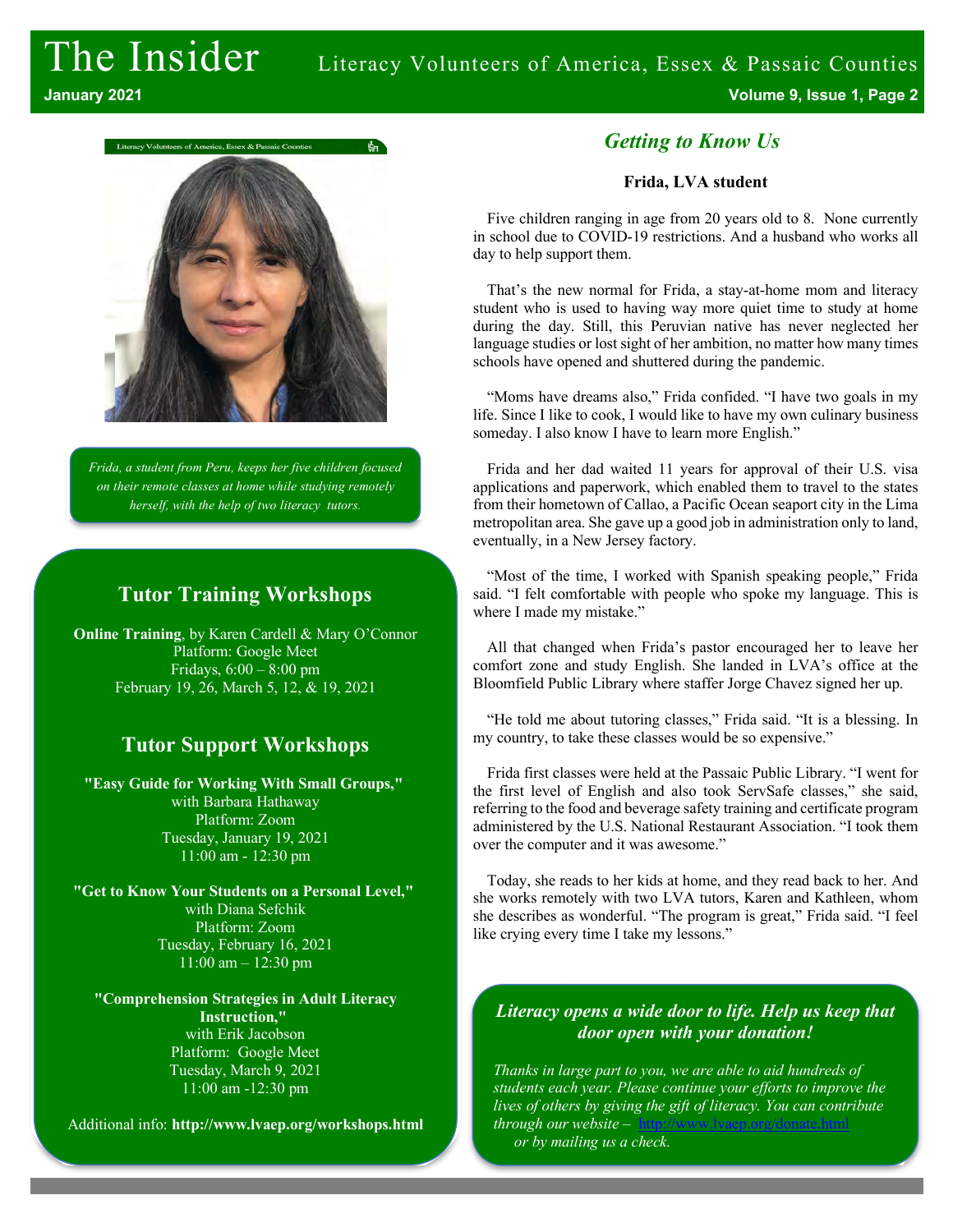# The Insider

Literacy Volunteers of America, Essex & Passaic Counties

January 2021

*Frida, a student from Peru, keeps her five children focused on their remote classes at home while studying remotely herself, with the help of two literacy tutors.*

## Getting to Know Us

**Frida, LVA student**

Five children ranging in age from 20 years old to 8. None currently in school due to COVID-19 restrictions. And a husband who works all day to help support them.

That's the new normal for Frida, a stay-at-home mom and literacy student who is used to having way more quiet time to study at home during the day. Still, this Peruvian native has never neglected her language studies or lost sight of her ambition, no matter how many times schools have opened and shuttered during the pandemic.

"Moms have dreams also," Frida confided. "I have two goals in my life. Since I like to cook, I would like to have my own culinary business someday. I also know I have to learn more English."

Frida and her dad waited 11 years for approval of their U.S. visa applications and paperwork, which enabled them to travel to the states from their hometown of Callao, a Pacific Ocean seaport city in the Lima metropolitan area. She gave up a good job in administration only to land, eventually, in a New Jersey factory.

"Most of the time, I worked with Spanish speaking people," Frida said. "I felt comfortable with people who spoke my language. This is where I made my mistake."

All that changed when Frida's pastor encouraged her to leave her comfort zone and study English. She landed in LVA's office at the Bloomfield Public Library where staffer Jorge Chavez signed her up.

"He told me about tutoring classes," Frida said. "It is a blessing. In my country, to take these classes would be so expensive."

Frida first classes were held at the Passaic Public Library. "I went for the first level of English and also took ServSafe classes," she said, referring to the food and beverage safety training and certificate program administered by the U.S. National Restaurant Association. "I took them over the computer and it was awesome."

Today, she reads to her kids at home, and they read back to her. And she works remotely with two LVA tutors, Karen and Kathleen, whom she describes as wonderful. "The program is great," Frida said. "I feel like crying every time I take my lessons."

## Tutor Training Workshops

**Online Training**, by Karen Cardell & Mary O'Connor
Platform: Google Meet
Fridays, 6:00 – 8:00 pm
February 19, 26, March 5, 12, & 19, 2021

## Tutor Support Workshops

**"Easy Guide for Working With Small Groups,"**
with Barbara Hathaway
Platform: Zoom
Tuesday, January 19, 2021
11:00 am - 12:30 pm

**"Get to Know Your Students on a Personal Level,"**
with Diana Sefchik
Platform: Zoom
Tuesday, February 16, 2021
11:00 am – 12:30 pm

**"Comprehension Strategies in Adult Literacy Instruction,"**
with Erik Jacobson
Platform: Google Meet
Tuesday, March 9, 2021
11:00 am -12:30 pm

Additional info: **http://www.lvaep.org/workshops.html**

### *Literacy opens a wide door to life. Help us keep that door open with your donation!*

*Thanks in large part to you, we are able to aid hundreds of students each year. Please continue your efforts to improve the lives of others by giving the gift of literacy. You can contribute through our website – http://www.lvaep.org/donate.html or by mailing us a check.*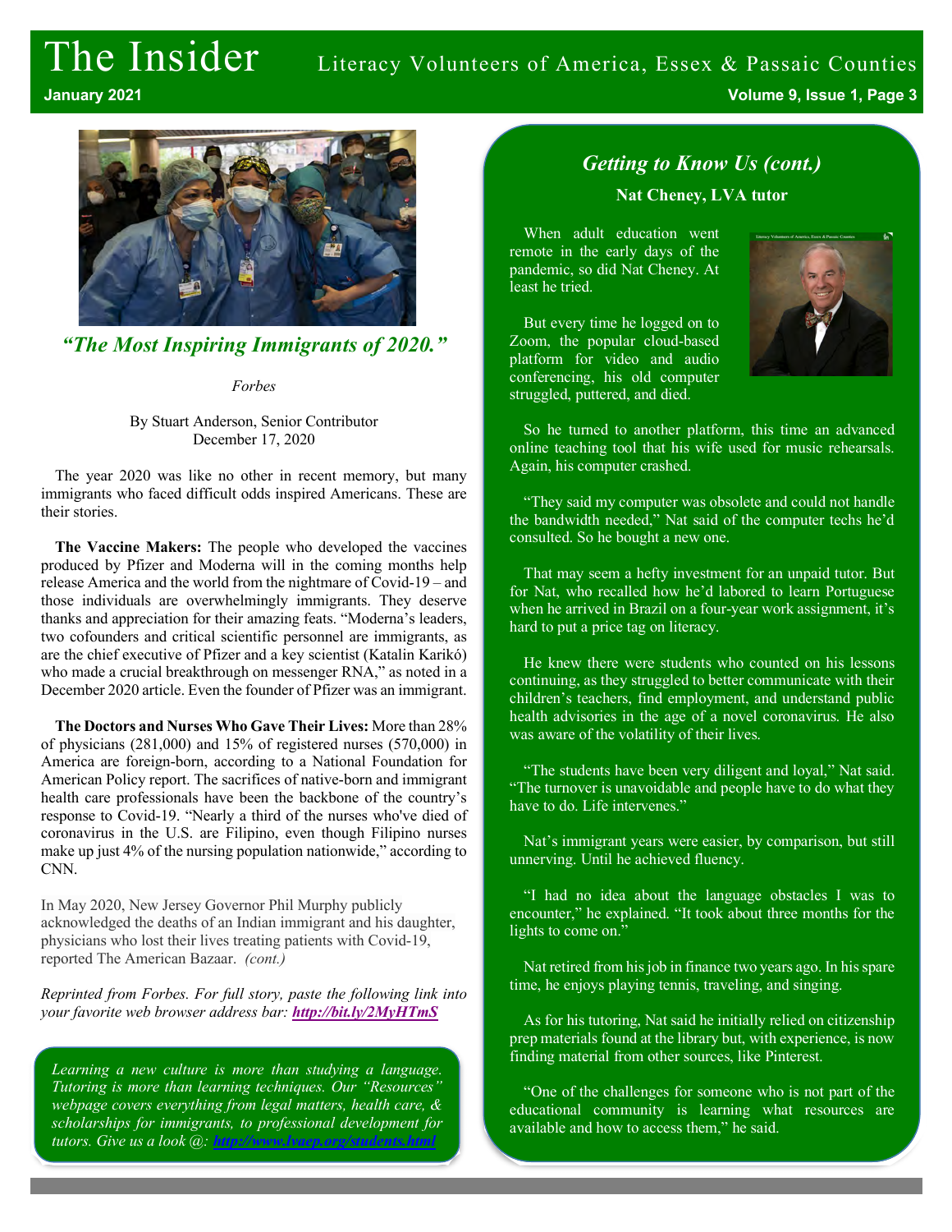## *"The Most Inspiring Immigrants of 2020."*

*Forbes*

By Stuart Anderson, Senior Contributor
December 17, 2020

The year 2020 was like no other in recent memory, but many immigrants who faced difficult odds inspired Americans. These are their stories.

**The Vaccine Makers:** The people who developed the vaccines produced by Pfizer and Moderna will in the coming months help release America and the world from the nightmare of Covid-19 – and those individuals are overwhelmingly immigrants. They deserve thanks and appreciation for their amazing feats. "Moderna's leaders, two cofounders and critical scientific personnel are immigrants, as are the chief executive of Pfizer and a key scientist (Katalin Karikó) who made a crucial breakthrough on messenger RNA," as noted in a December 2020 article. Even the founder of Pfizer was an immigrant.

**The Doctors and Nurses Who Gave Their Lives:** More than 28% of physicians (281,000) and 15% of registered nurses (570,000) in America are foreign-born, according to a National Foundation for American Policy report. The sacrifices of native-born and immigrant health care professionals have been the backbone of the country's response to Covid-19. "Nearly a third of the nurses who've died of coronavirus in the U.S. are Filipino, even though Filipino nurses make up just 4% of the nursing population nationwide," according to CNN.

In May 2020, New Jersey Governor Phil Murphy publicly acknowledged the deaths of an Indian immigrant and his daughter, physicians who lost their lives treating patients with Covid-19, reported The American Bazaar. *(cont.)*

*Reprinted from Forbes. For full story, paste the following link into your favorite web browser address bar:* ***http://bit.ly/2MyHTmS***

*Learning a new culture is more than studying a language. Tutoring is more than learning techniques. Our "Resources" webpage covers everything from legal matters, health care, & scholarships for immigrants, to professional development for tutors. Give us a look @:* ***http://www.lvaep.org/students.html***

## *Getting to Know Us (cont.)*

**Nat Cheney, LVA tutor**

When adult education went remote in the early days of the pandemic, so did Nat Cheney. At least he tried.

But every time he logged on to Zoom, the popular cloud-based platform for video and audio conferencing, his old computer struggled, puttered, and died.

So he turned to another platform, this time an advanced online teaching tool that his wife used for music rehearsals. Again, his computer crashed.

"They said my computer was obsolete and could not handle the bandwidth needed," Nat said of the computer techs he'd consulted. So he bought a new one.

That may seem a hefty investment for an unpaid tutor. But for Nat, who recalled how he'd labored to learn Portuguese when he arrived in Brazil on a four-year work assignment, it's hard to put a price tag on literacy.

He knew there were students who counted on his lessons continuing, as they struggled to better communicate with their children's teachers, find employment, and understand public health advisories in the age of a novel coronavirus. He also was aware of the volatility of their lives.

"The students have been very diligent and loyal," Nat said. "The turnover is unavoidable and people have to do what they have to do. Life intervenes."

Nat's immigrant years were easier, by comparison, but still unnerving. Until he achieved fluency.

"I had no idea about the language obstacles I was to encounter," he explained. "It took about three months for the lights to come on."

Nat retired from his job in finance two years ago. In his spare time, he enjoys playing tennis, traveling, and singing.

As for his tutoring, Nat said he initially relied on citizenship prep materials found at the library but, with experience, is now finding material from other sources, like Pinterest.

"One of the challenges for someone who is not part of the educational community is learning what resources are available and how to access them," he said.